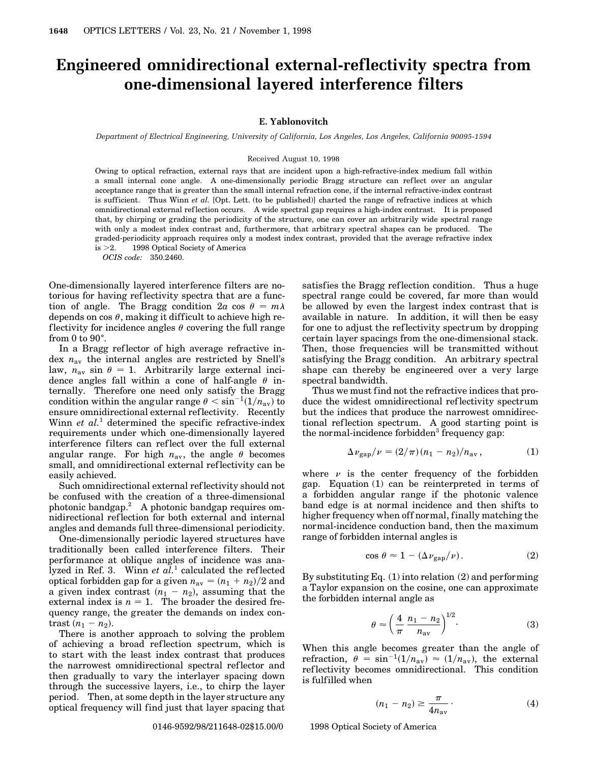# Engineered omnidirectional external-reflectivity spectra from one-dimensional layered interference filters

**E. Yablonovitch**

*Department of Electrical Engineering, University of California, Los Angeles, Los Angeles, California 90095-1594*

Received August 10, 1998

Owing to optical refraction, external rays that are incident upon a high-refractive-index medium fall within a small internal cone angle. A one-dimensionally periodic Bragg structure can reflect over an angular acceptance range that is greater than the small internal refraction cone, if the internal refractive-index contrast is sufficient. Thus Winn *et al.* [Opt. Lett. (to be published)] charted the range of refractive indices at which omnidirectional external reflection occurs. A wide spectral gap requires a high-index contrast. It is proposed that, by chirping or grading the periodicity of the structure, one can cover an arbitrarily wide spectral range with only a modest index contrast and, furthermore, that arbitrary spectral shapes can be produced. The graded-periodicity approach requires only a modest index contrast, provided that the average refractive index is >2. © 1998 Optical Society of America

*OCIS code:* 350.2460.

One-dimensionally layered interference filters are notorious for having reflectivity spectra that are a function of angle. The Bragg condition $2a \cos \theta = m\lambda$ depends on $\cos \theta$, making it difficult to achieve high reflectivity for incidence angles $\theta$ covering the full range from 0 to 90°.

In a Bragg reflector of high average refractive index $n_{\mathrm{av}}$ the internal angles are restricted by Snell's law, $n_{\mathrm{av}} \sin \theta = 1$. Arbitrarily large external incidence angles fall within a cone of half-angle $\theta$ internally. Therefore one need only satisfy the Bragg condition within the angular range $\theta < \sin^{-1}(1/n_{\mathrm{av}})$ to ensure omnidirectional external reflectivity. Recently Winn *et al.*[1] determined the specific refractive-index requirements under which one-dimensionally layered interference filters can reflect over the full external angular range. For high $n_{\mathrm{av}}$, the angle $\theta$ becomes small, and omnidirectional external reflectivity can be easily achieved.

Such omnidirectional external reflectivity should not be confused with the creation of a three-dimensional photonic bandgap.[2] A photonic bandgap requires omnidirectional reflection for both external and internal angles and demands full three-dimensional periodicity.

One-dimensionally periodic layered structures have traditionally been called interference filters. Their performance at oblique angles of incidence was analyzed in Ref. 3. Winn *et al.*[1] calculated the reflected optical forbidden gap for a given $n_{\mathrm{av}} = (n_1 + n_2)/2$ and a given index contrast $(n_1 - n_2)$, assuming that the external index is $n = 1$. The broader the desired frequency range, the greater the demands on index contrast $(n_1 - n_2)$.

There is another approach to solving the problem of achieving a broad reflection spectrum, which is to start with the least index contrast that produces the narrowest omnidirectional spectral reflector and then gradually to vary the interlayer spacing down through the successive layers, i.e., to chirp the layer period. Then, at some depth in the layer structure any optical frequency will find just that layer spacing that satisfies the Bragg reflection condition. Thus a huge spectral range could be covered, far more than would be allowed by even the largest index contrast that is available in nature. In addition, it will then be easy for one to adjust the reflectivity spectrum by dropping certain layer spacings from the one-dimensional stack. Then, those frequencies will be transmitted without satisfying the Bragg condition. An arbitrary spectral shape can thereby be engineered over a very large spectral bandwidth.

Thus we must find not the refractive indices that produce the widest omnidirectional reflectivity spectrum but the indices that produce the narrowest omnidirectional reflection spectrum. A good starting point is the normal-incidence forbidden[3] frequency gap:

$$\Delta \nu_{\mathrm{gap}}/\nu = (2/\pi)(n_1 - n_2)/n_{\mathrm{av}}, \tag{1}$$

where $\nu$ is the center frequency of the forbidden gap. Equation (1) can be reinterpreted in terms of a forbidden angular range if the photonic valence band edge is at normal incidence and then shifts to higher frequency when off normal, finally matching the normal-incidence conduction band, then the maximum range of forbidden internal angles is

$$\cos \theta \approx 1 - (\Delta \nu_{\mathrm{gap}}/\nu). \tag{2}$$

By substituting Eq. (1) into relation (2) and performing a Taylor expansion on the cosine, one can approximate the forbidden internal angle as

$$\theta \approx \left( \frac{4}{\pi} \frac{n_1 - n_2}{n_{\mathrm{av}}} \right)^{1/2}. \tag{3}$$

When this angle becomes greater than the angle of refraction, $\theta = \sin^{-1}(1/n_{\mathrm{av}}) \approx (1/n_{\mathrm{av}})$, the external reflectivity becomes omnidirectional. This condition is fulfilled when

$$(n_1 - n_2) \geq \frac{\pi}{4 n_{\mathrm{av}}}. \tag{4}$$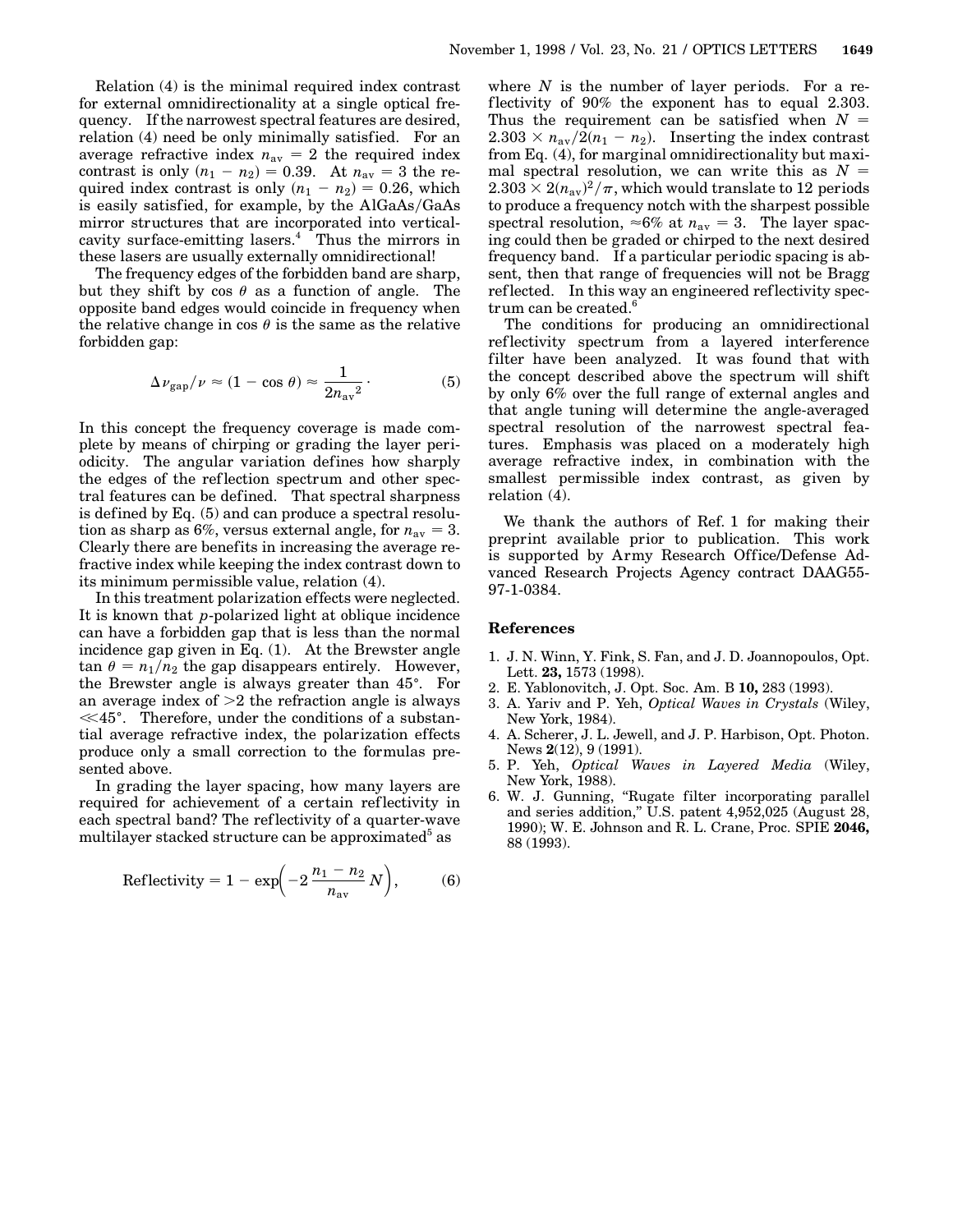Relation (4) is the minimal required index contrast for external omnidirectionality at a single optical frequency. If the narrowest spectral features are desired, relation (4) need be only minimally satisfied. For an average refractive index $n_{\mathrm{av}} = 2$ the required index contrast is only $(n_1 - n_2) = 0.39$. At $n_{\mathrm{av}} = 3$ the required index contrast is only $(n_1 - n_2) = 0.26$, which is easily satisfied, for example, by the AlGaAs/GaAs mirror structures that are incorporated into vertical-cavity surface-emitting lasers.[4] Thus the mirrors in these lasers are usually externally omnidirectional!

The frequency edges of the forbidden band are sharp, but they shift by $\cos\theta$ as a function of angle. The opposite band edges would coincide in frequency when the relative change in $\cos\theta$ is the same as the relative forbidden gap:

$$\Delta\nu_{\mathrm{gap}}/\nu \approx (1 - \cos\theta) \approx \frac{1}{2n_{\mathrm{av}}^2}\,. \tag{5}$$

In this concept the frequency coverage is made complete by means of chirping or grading the layer periodicity. The angular variation defines how sharply the edges of the reflection spectrum and other spectral features can be defined. That spectral sharpness is defined by Eq. (5) and can produce a spectral resolution as sharp as 6%, versus external angle, for $n_{\mathrm{av}} = 3$. Clearly there are benefits in increasing the average refractive index while keeping the index contrast down to its minimum permissible value, relation (4).

In this treatment polarization effects were neglected. It is known that $p$-polarized light at oblique incidence can have a forbidden gap that is less than the normal incidence gap given in Eq. (1). At the Brewster angle $\tan\theta = n_1/n_2$ the gap disappears entirely. However, the Brewster angle is always greater than 45°. For an average index of $>2$ the refraction angle is always $\ll 45°$. Therefore, under the conditions of a substantial average refractive index, the polarization effects produce only a small correction to the formulas presented above.

In grading the layer spacing, how many layers are required for achievement of a certain reflectivity in each spectral band? The reflectivity of a quarter-wave multilayer stacked structure can be approximated[5] as

$$\text{Reflectivity} = 1 - \exp\left(-2\,\frac{n_1 - n_2}{n_{\mathrm{av}}}\,N\right), \tag{6}$$

where $N$ is the number of layer periods. For a reflectivity of 90% the exponent has to equal 2.303. Thus the requirement can be satisfied when $N = 2.303 \times n_{\mathrm{av}}/2(n_1 - n_2)$. Inserting the index contrast from Eq. (4), for marginal omnidirectionality but maximal spectral resolution, we can write this as $N = 2.303 \times 2(n_{\mathrm{av}})^2/\pi$, which would translate to 12 periods to produce a frequency notch with the sharpest possible spectral resolution, $\approx$6% at $n_{\mathrm{av}} = 3$. The layer spacing could then be graded or chirped to the next desired frequency band. If a particular periodic spacing is absent, then that range of frequencies will not be Bragg reflected. In this way an engineered reflectivity spectrum can be created.[6]

The conditions for producing an omnidirectional reflectivity spectrum from a layered interference filter have been analyzed. It was found that with the concept described above the spectrum will shift by only 6% over the full range of external angles and that angle tuning will determine the angle-averaged spectral resolution of the narrowest spectral features. Emphasis was placed on a moderately high average refractive index, in combination with the smallest permissible index contrast, as given by relation (4).

We thank the authors of Ref. 1 for making their preprint available prior to publication. This work is supported by Army Research Office/Defense Advanced Research Projects Agency contract DAAG55-97-1-0384.

## References

1. J. N. Winn, Y. Fink, S. Fan, and J. D. Joannopoulos, Opt. Lett. **23,** 1573 (1998).
2. E. Yablonovitch, J. Opt. Soc. Am. B **10,** 283 (1993).
3. A. Yariv and P. Yeh, *Optical Waves in Crystals* (Wiley, New York, 1984).
4. A. Scherer, J. L. Jewell, and J. P. Harbison, Opt. Photon. News **2**(12), 9 (1991).
5. P. Yeh, *Optical Waves in Layered Media* (Wiley, New York, 1988).
6. W. J. Gunning, "Rugate filter incorporating parallel and series addition," U.S. patent 4,952,025 (August 28, 1990); W. E. Johnson and R. L. Crane, Proc. SPIE **2046,** 88 (1993).